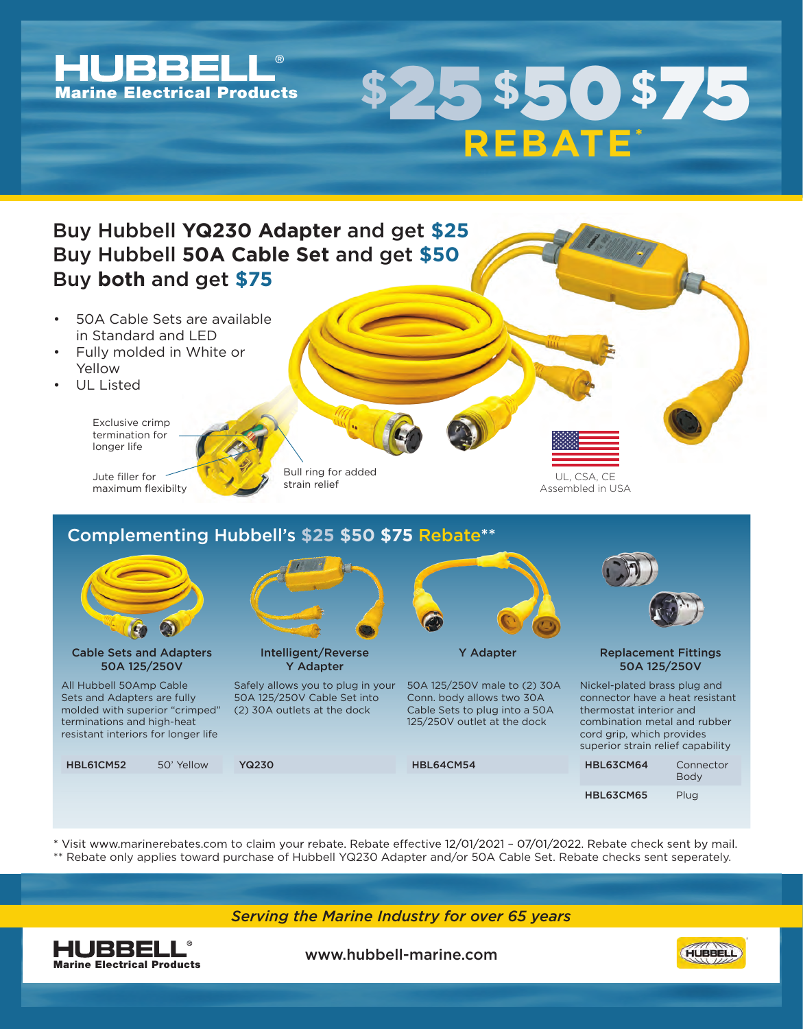# HUBBELL®
**Marine Electrical Products**

# $25 $50 $75 REBATE*

## Buy Hubbell **YQ230 Adapter** and get **$25**
## Buy Hubbell **50A Cable Set** and get **$50**
## Buy **both** and get **$75**

- 50A Cable Sets are available in Standard and LED
- Fully molded in White or Yellow
- UL Listed

Exclusive crimp termination for longer life

Jute filler for maximum flexibilty

Bull ring for added strain relief

UL, CSA, CE
Assembled in USA

## Complementing Hubbell's $25 $50 $75 Rebate**

### Cable Sets and Adapters 50A 125/250V

All Hubbell 50Amp Cable Sets and Adapters are fully molded with superior "crimped" terminations and high-heat resistant interiors for longer life

| | |
|---|---|
| **HBL61CM52** | 50' Yellow |

### Intelligent/Reverse Y Adapter

Safely allows you to plug in your 50A 125/250V Cable Set into (2) 30A outlets at the dock

**YQ230**

### Y Adapter

50A 125/250V male to (2) 30A Conn. body allows two 30A Cable Sets to plug into a 50A 125/250V outlet at the dock

**HBL64CM54**

### Replacement Fittings 50A 125/250V

Nickel-plated brass plug and connector have a heat resistant thermostat interior and combination metal and rubber cord grip, which provides superior strain relief capability

| | |
|---|---|
| **HBL63CM64** | Connector Body |
| **HBL63CM65** | Plug |

\* Visit www.marinerebates.com to claim your rebate. Rebate effective 12/01/2021 – 07/01/2022. Rebate check sent by mail.
** Rebate only applies toward purchase of Hubbell YQ230 Adapter and/or 50A Cable Set. Rebate checks sent seperately.

*Serving the Marine Industry for over 65 years*

**HUBBELL®** Marine Electrical Products

www.hubbell-marine.com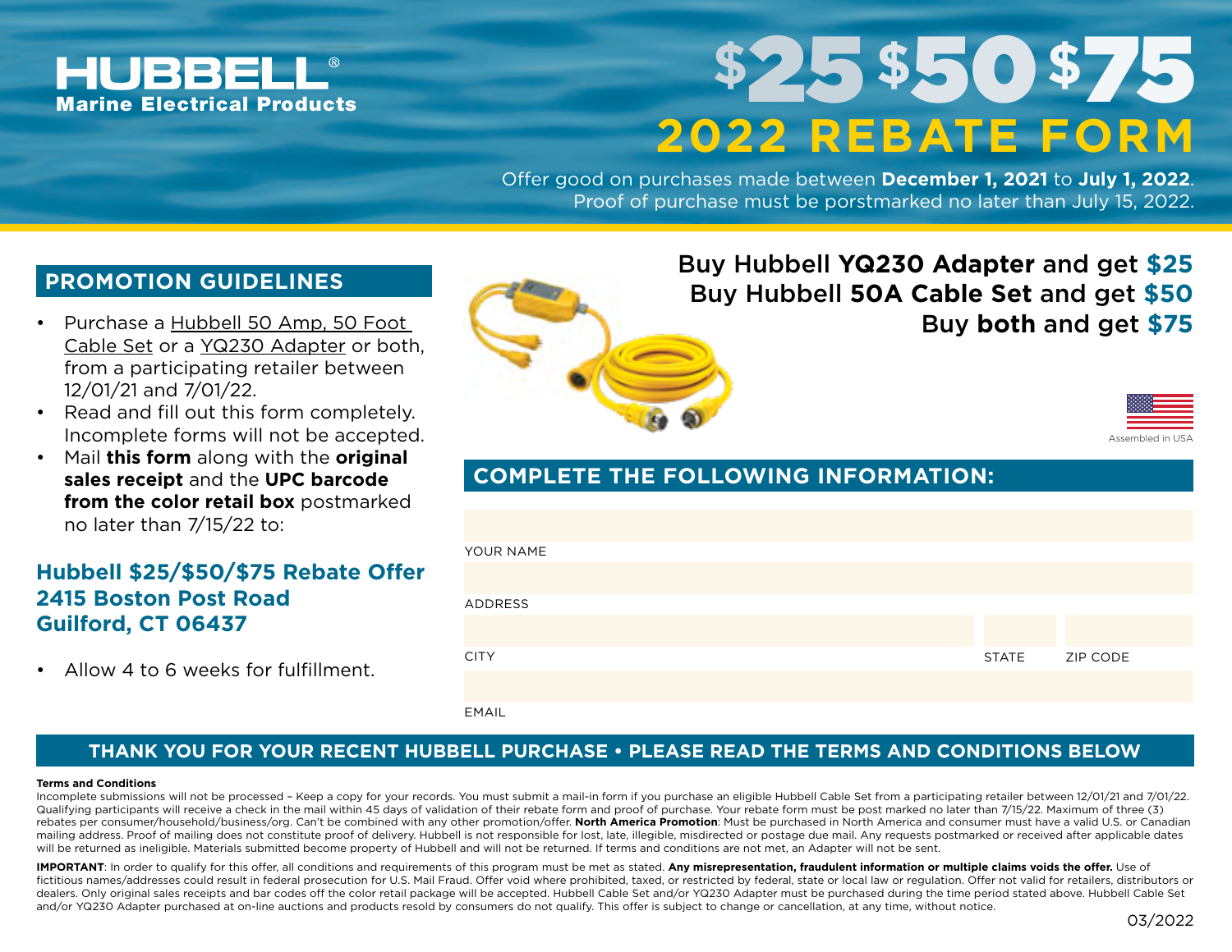# HUBBELL®

**Marine Electrical Products**

# $25 $50 $75 2022 REBATE FORM

Offer good on purchases made between **December 1, 2021** to **July 1, 2022**.
Proof of purchase must be porstmarked no later than July 15, 2022.

## PROMOTION GUIDELINES

- Purchase a Hubbell 50 Amp, 50 Foot Cable Set or a YQ230 Adapter or both, from a participating retailer between 12/01/21 and 7/01/22.
- Read and fill out this form completely. Incomplete forms will not be accepted.
- Mail **this form** along with the **original sales receipt** and the **UPC barcode from the color retail box** postmarked no later than 7/15/22 to:

**Hubbell $25/$50/$75 Rebate Offer**
**2415 Boston Post Road**
**Guilford, CT 06437**

- Allow 4 to 6 weeks for fulfillment.

Buy Hubbell **YQ230 Adapter** and get **$25**
Buy Hubbell **50A Cable Set** and get **$50**
Buy **both** and get **$75**

Assembled in USA

## COMPLETE THE FOLLOWING INFORMATION:

YOUR NAME

ADDRESS

CITY STATE ZIP CODE

EMAIL

**THANK YOU FOR YOUR RECENT HUBBELL PURCHASE • PLEASE READ THE TERMS AND CONDITIONS BELOW**

**Terms and Conditions**

Incomplete submissions will not be processed – Keep a copy for your records. You must submit a mail-in form if you purchase an eligible Hubbell Cable Set from a participating retailer between 12/01/21 and 7/01/22. Qualifying participants will receive a check in the mail within 45 days of validation of their rebate form and proof of purchase. Your rebate form must be post marked no later than 7/15/22. Maximum of three (3) rebates per consumer/household/business/org. Can't be combined with any other promotion/offer. **North America Promotion**: Must be purchased in North America and consumer must have a valid U.S. or Canadian mailing address. Proof of mailing does not constitute proof of delivery. Hubbell is not responsible for lost, late, illegible, misdirected or postage due mail. Any requests postmarked or received after applicable dates will be returned as ineligible. Materials submitted become property of Hubbell and will not be returned. If terms and conditions are not met, an Adapter will not be sent.

**IMPORTANT**: In order to qualify for this offer, all conditions and requirements of this program must be met as stated. **Any misrepresentation, fraudulent information or multiple claims voids the offer.** Use of fictitious names/addresses could result in federal prosecution for U.S. Mail Fraud. Offer void where prohibited, taxed, or restricted by federal, state or local law or regulation. Offer not valid for retailers, distributors or dealers. Only original sales receipts and bar codes off the color retail package will be accepted. Hubbell Cable Set and/or YQ230 Adapter must be purchased during the time period stated above. Hubbell Cable Set and/or YQ230 Adapter purchased at on-line auctions and products resold by consumers do not qualify. This offer is subject to change or cancellation, at any time, without notice.

03/2022